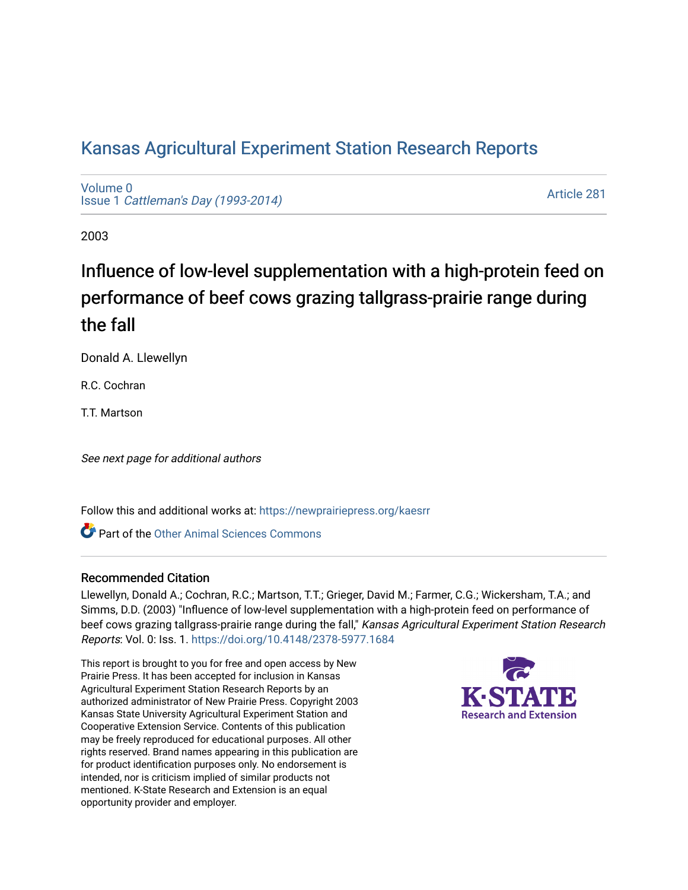Kansas Agricultural Experiment Station Research Reports

Volume 0
Issue 1 *Cattleman's Day (1993-2014)*

Article 281

2003

# Influence of low-level supplementation with a high-protein feed on performance of beef cows grazing tallgrass-prairie range during the fall

Donald A. Llewellyn

R.C. Cochran

T.T. Martson

*See next page for additional authors*

Follow this and additional works at: https://newprairiepress.org/kaesrr

Part of the Other Animal Sciences Commons

## Recommended Citation

Llewellyn, Donald A.; Cochran, R.C.; Martson, T.T.; Grieger, David M.; Farmer, C.G.; Wickersham, T.A.; and Simms, D.D. (2003) "Influence of low-level supplementation with a high-protein feed on performance of beef cows grazing tallgrass-prairie range during the fall," *Kansas Agricultural Experiment Station Research Reports*: Vol. 0: Iss. 1. https://doi.org/10.4148/2378-5977.1684

This report is brought to you for free and open access by New Prairie Press. It has been accepted for inclusion in Kansas Agricultural Experiment Station Research Reports by an authorized administrator of New Prairie Press. Copyright 2003 Kansas State University Agricultural Experiment Station and Cooperative Extension Service. Contents of this publication may be freely reproduced for educational purposes. All other rights reserved. Brand names appearing in this publication are for product identification purposes only. No endorsement is intended, nor is criticism implied of similar products not mentioned. K-State Research and Extension is an equal opportunity provider and employer.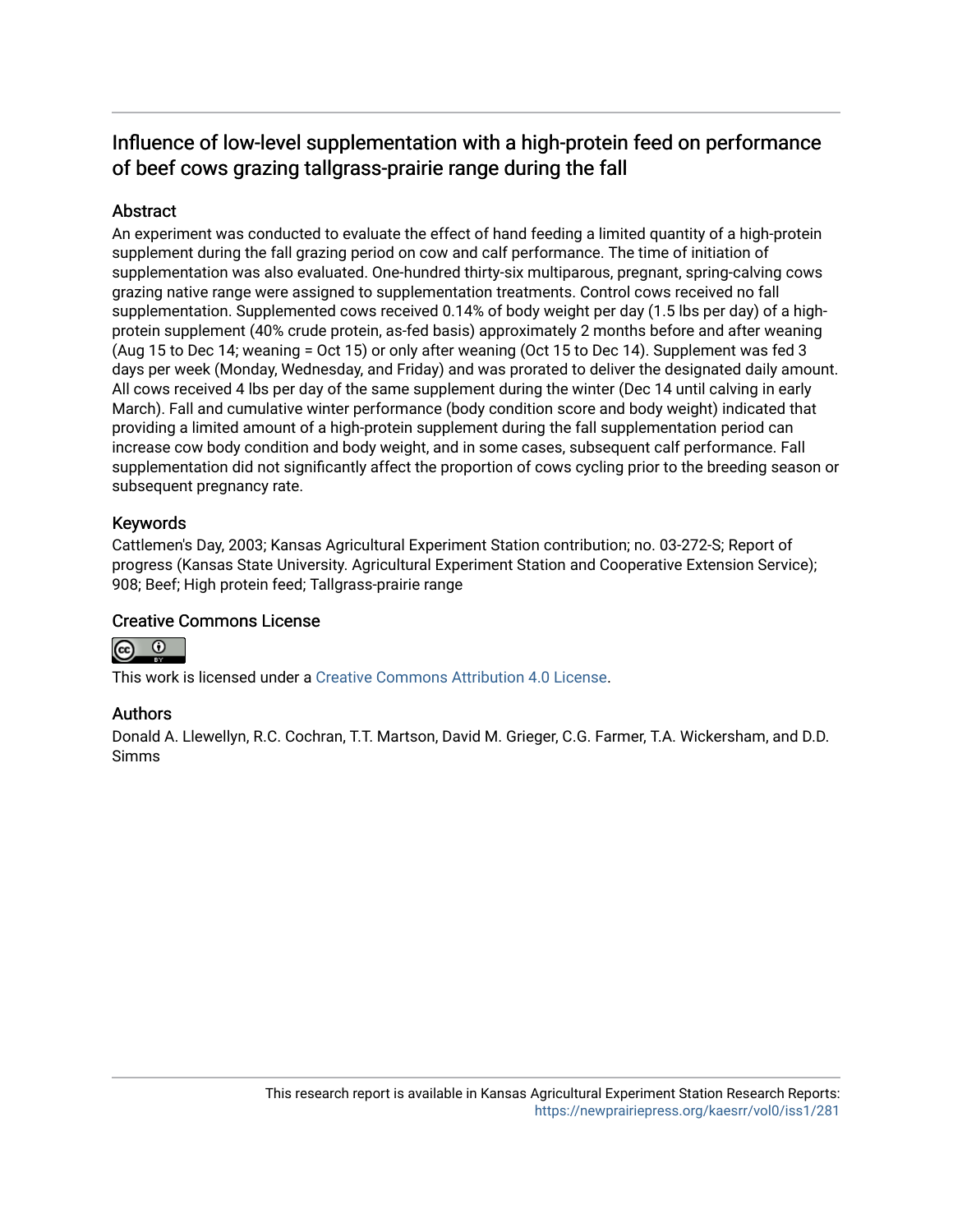# Influence of low-level supplementation with a high-protein feed on performance of beef cows grazing tallgrass-prairie range during the fall

## Abstract

An experiment was conducted to evaluate the effect of hand feeding a limited quantity of a high-protein supplement during the fall grazing period on cow and calf performance. The time of initiation of supplementation was also evaluated. One-hundred thirty-six multiparous, pregnant, spring-calving cows grazing native range were assigned to supplementation treatments. Control cows received no fall supplementation. Supplemented cows received 0.14% of body weight per day (1.5 lbs per day) of a high-protein supplement (40% crude protein, as-fed basis) approximately 2 months before and after weaning (Aug 15 to Dec 14; weaning = Oct 15) or only after weaning (Oct 15 to Dec 14). Supplement was fed 3 days per week (Monday, Wednesday, and Friday) and was prorated to deliver the designated daily amount. All cows received 4 lbs per day of the same supplement during the winter (Dec 14 until calving in early March). Fall and cumulative winter performance (body condition score and body weight) indicated that providing a limited amount of a high-protein supplement during the fall supplementation period can increase cow body condition and body weight, and in some cases, subsequent calf performance. Fall supplementation did not significantly affect the proportion of cows cycling prior to the breeding season or subsequent pregnancy rate.

## Keywords

Cattlemen's Day, 2003; Kansas Agricultural Experiment Station contribution; no. 03-272-S; Report of progress (Kansas State University. Agricultural Experiment Station and Cooperative Extension Service); 908; Beef; High protein feed; Tallgrass-prairie range

## Creative Commons License

This work is licensed under a Creative Commons Attribution 4.0 License.

## Authors

Donald A. Llewellyn, R.C. Cochran, T.T. Martson, David M. Grieger, C.G. Farmer, T.A. Wickersham, and D.D. Simms

This research report is available in Kansas Agricultural Experiment Station Research Reports: https://newprairiepress.org/kaesrr/vol0/iss1/281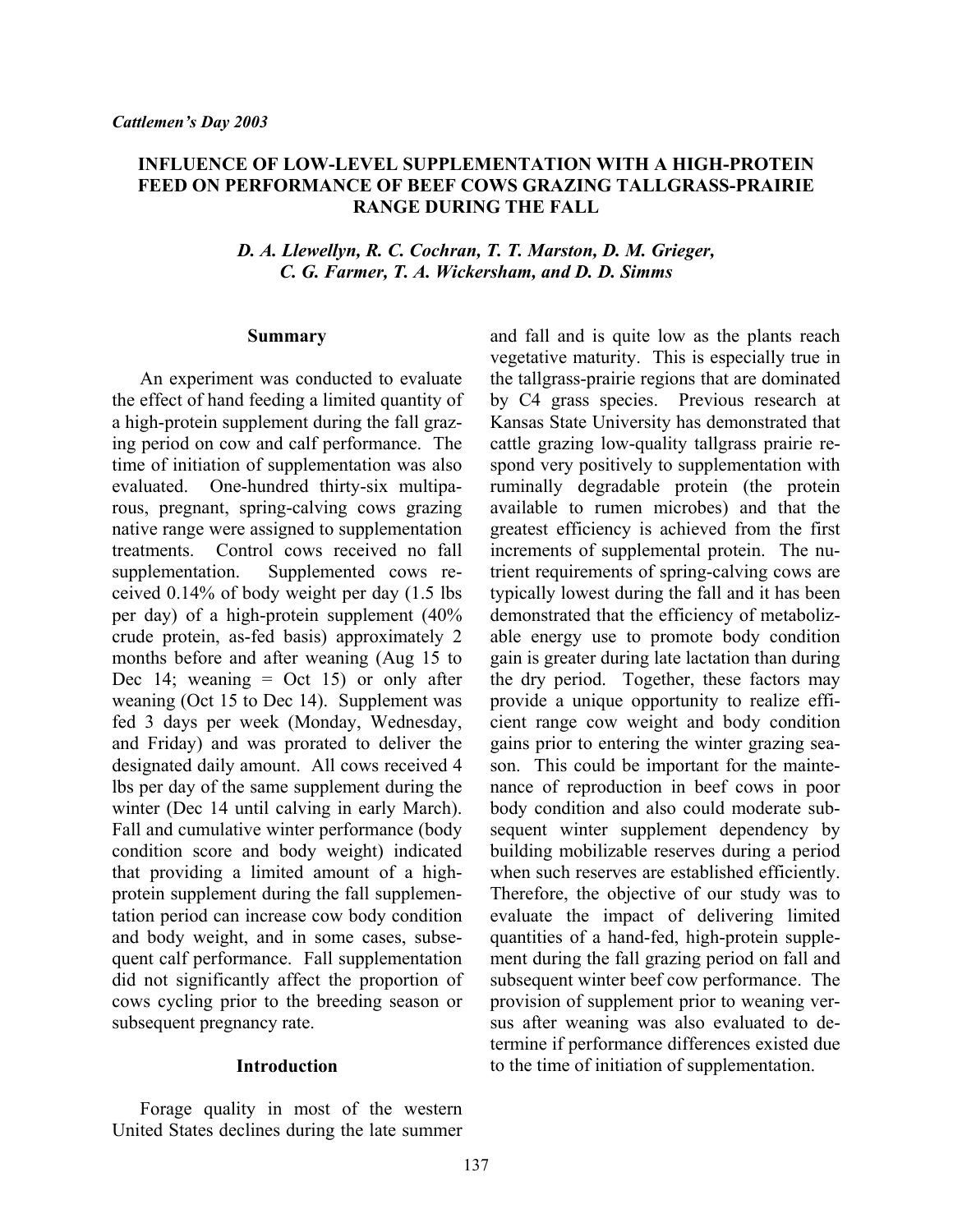*Cattlemen's Day 2003*

# INFLUENCE OF LOW-LEVEL SUPPLEMENTATION WITH A HIGH-PROTEIN FEED ON PERFORMANCE OF BEEF COWS GRAZING TALLGRASS-PRAIRIE RANGE DURING THE FALL

*D. A. Llewellyn, R. C. Cochran, T. T. Marston, D. M. Grieger, C. G. Farmer, T. A. Wickersham, and D. D. Simms*

## Summary

An experiment was conducted to evaluate the effect of hand feeding a limited quantity of a high-protein supplement during the fall grazing period on cow and calf performance. The time of initiation of supplementation was also evaluated. One-hundred thirty-six multiparous, pregnant, spring-calving cows grazing native range were assigned to supplementation treatments. Control cows received no fall supplementation. Supplemented cows received 0.14% of body weight per day (1.5 lbs per day) of a high-protein supplement (40% crude protein, as-fed basis) approximately 2 months before and after weaning (Aug 15 to Dec 14; weaning = Oct 15) or only after weaning (Oct 15 to Dec 14). Supplement was fed 3 days per week (Monday, Wednesday, and Friday) and was prorated to deliver the designated daily amount. All cows received 4 lbs per day of the same supplement during the winter (Dec 14 until calving in early March). Fall and cumulative winter performance (body condition score and body weight) indicated that providing a limited amount of a high-protein supplement during the fall supplementation period can increase cow body condition and body weight, and in some cases, subsequent calf performance. Fall supplementation did not significantly affect the proportion of cows cycling prior to the breeding season or subsequent pregnancy rate.

## Introduction

Forage quality in most of the western United States declines during the late summer and fall and is quite low as the plants reach vegetative maturity. This is especially true in the tallgrass-prairie regions that are dominated by C4 grass species. Previous research at Kansas State University has demonstrated that cattle grazing low-quality tallgrass prairie respond very positively to supplementation with ruminally degradable protein (the protein available to rumen microbes) and that the greatest efficiency is achieved from the first increments of supplemental protein. The nutrient requirements of spring-calving cows are typically lowest during the fall and it has been demonstrated that the efficiency of metabolizable energy use to promote body condition gain is greater during late lactation than during the dry period. Together, these factors may provide a unique opportunity to realize efficient range cow weight and body condition gains prior to entering the winter grazing season. This could be important for the maintenance of reproduction in beef cows in poor body condition and also could moderate subsequent winter supplement dependency by building mobilizable reserves during a period when such reserves are established efficiently. Therefore, the objective of our study was to evaluate the impact of delivering limited quantities of a hand-fed, high-protein supplement during the fall grazing period on fall and subsequent winter beef cow performance. The provision of supplement prior to weaning versus after weaning was also evaluated to determine if performance differences existed due to the time of initiation of supplementation.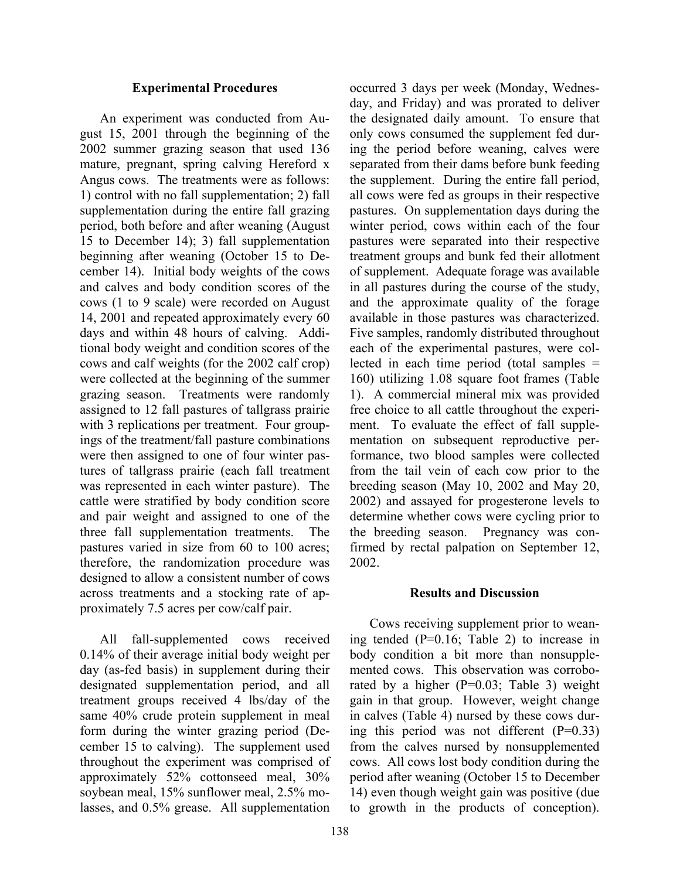### Experimental Procedures

An experiment was conducted from August 15, 2001 through the beginning of the 2002 summer grazing season that used 136 mature, pregnant, spring calving Hereford x Angus cows. The treatments were as follows: 1) control with no fall supplementation; 2) fall supplementation during the entire fall grazing period, both before and after weaning (August 15 to December 14); 3) fall supplementation beginning after weaning (October 15 to December 14). Initial body weights of the cows and calves and body condition scores of the cows (1 to 9 scale) were recorded on August 14, 2001 and repeated approximately every 60 days and within 48 hours of calving. Additional body weight and condition scores of the cows and calf weights (for the 2002 calf crop) were collected at the beginning of the summer grazing season. Treatments were randomly assigned to 12 fall pastures of tallgrass prairie with 3 replications per treatment. Four groupings of the treatment/fall pasture combinations were then assigned to one of four winter pastures of tallgrass prairie (each fall treatment was represented in each winter pasture). The cattle were stratified by body condition score and pair weight and assigned to one of the three fall supplementation treatments. The pastures varied in size from 60 to 100 acres; therefore, the randomization procedure was designed to allow a consistent number of cows across treatments and a stocking rate of approximately 7.5 acres per cow/calf pair.

All fall-supplemented cows received 0.14% of their average initial body weight per day (as-fed basis) in supplement during their designated supplementation period, and all treatment groups received 4 lbs/day of the same 40% crude protein supplement in meal form during the winter grazing period (December 15 to calving). The supplement used throughout the experiment was comprised of approximately 52% cottonseed meal, 30% soybean meal, 15% sunflower meal, 2.5% molasses, and 0.5% grease. All supplementation occurred 3 days per week (Monday, Wednesday, and Friday) and was prorated to deliver the designated daily amount. To ensure that only cows consumed the supplement fed during the period before weaning, calves were separated from their dams before bunk feeding the supplement. During the entire fall period, all cows were fed as groups in their respective pastures. On supplementation days during the winter period, cows within each of the four pastures were separated into their respective treatment groups and bunk fed their allotment of supplement. Adequate forage was available in all pastures during the course of the study, and the approximate quality of the forage available in those pastures was characterized. Five samples, randomly distributed throughout each of the experimental pastures, were collected in each time period (total samples = 160) utilizing 1.08 square foot frames (Table 1). A commercial mineral mix was provided free choice to all cattle throughout the experiment. To evaluate the effect of fall supplementation on subsequent reproductive performance, two blood samples were collected from the tail vein of each cow prior to the breeding season (May 10, 2002 and May 20, 2002) and assayed for progesterone levels to determine whether cows were cycling prior to the breeding season. Pregnancy was confirmed by rectal palpation on September 12, 2002.

### Results and Discussion

Cows receiving supplement prior to weaning tended ($P=0.16$; Table 2) to increase in body condition a bit more than nonsupplemented cows. This observation was corroborated by a higher ($P=0.03$; Table 3) weight gain in that group. However, weight change in calves (Table 4) nursed by these cows during this period was not different ($P=0.33$) from the calves nursed by nonsupplemented cows. All cows lost body condition during the period after weaning (October 15 to December 14) even though weight gain was positive (due to growth in the products of conception).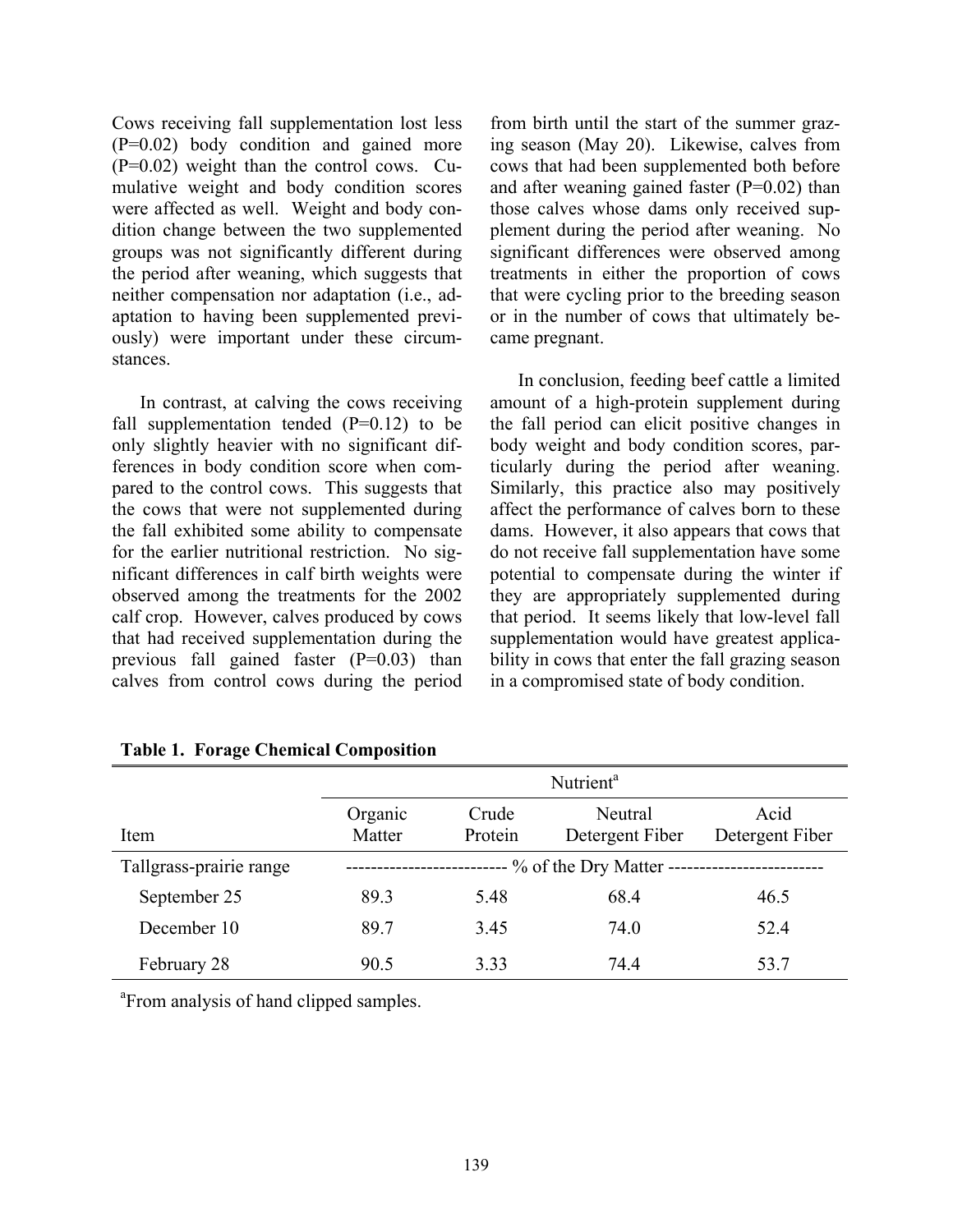Cows receiving fall supplementation lost less (P=0.02) body condition and gained more (P=0.02) weight than the control cows. Cumulative weight and body condition scores were affected as well. Weight and body condition change between the two supplemented groups was not significantly different during the period after weaning, which suggests that neither compensation nor adaptation (i.e., adaptation to having been supplemented previously) were important under these circumstances.

In contrast, at calving the cows receiving fall supplementation tended (P=0.12) to be only slightly heavier with no significant differences in body condition score when compared to the control cows. This suggests that the cows that were not supplemented during the fall exhibited some ability to compensate for the earlier nutritional restriction. No significant differences in calf birth weights were observed among the treatments for the 2002 calf crop. However, calves produced by cows that had received supplementation during the previous fall gained faster (P=0.03) than calves from control cows during the period from birth until the start of the summer grazing season (May 20). Likewise, calves from cows that had been supplemented both before and after weaning gained faster (P=0.02) than those calves whose dams only received supplement during the period after weaning. No significant differences were observed among treatments in either the proportion of cows that were cycling prior to the breeding season or in the number of cows that ultimately became pregnant.

In conclusion, feeding beef cattle a limited amount of a high-protein supplement during the fall period can elicit positive changes in body weight and body condition scores, particularly during the period after weaning. Similarly, this practice also may positively affect the performance of calves born to these dams. However, it also appears that cows that do not receive fall supplementation have some potential to compensate during the winter if they are appropriately supplemented during that period. It seems likely that low-level fall supplementation would have greatest applicability in cows that enter the fall grazing season in a compromised state of body condition.

**Table 1. Forage Chemical Composition**

| | Nutrient[a] | | | |
|---|---|---|---|---|
| Item | Organic Matter | Crude Protein | Neutral Detergent Fiber | Acid Detergent Fiber |
| Tallgrass-prairie range | % of the Dry Matter | | | |
| September 25 | 89.3 | 5.48 | 68.4 | 46.5 |
| December 10 | 89.7 | 3.45 | 74.0 | 52.4 |
| February 28 | 90.5 | 3.33 | 74.4 | 53.7 |

[a]From analysis of hand clipped samples.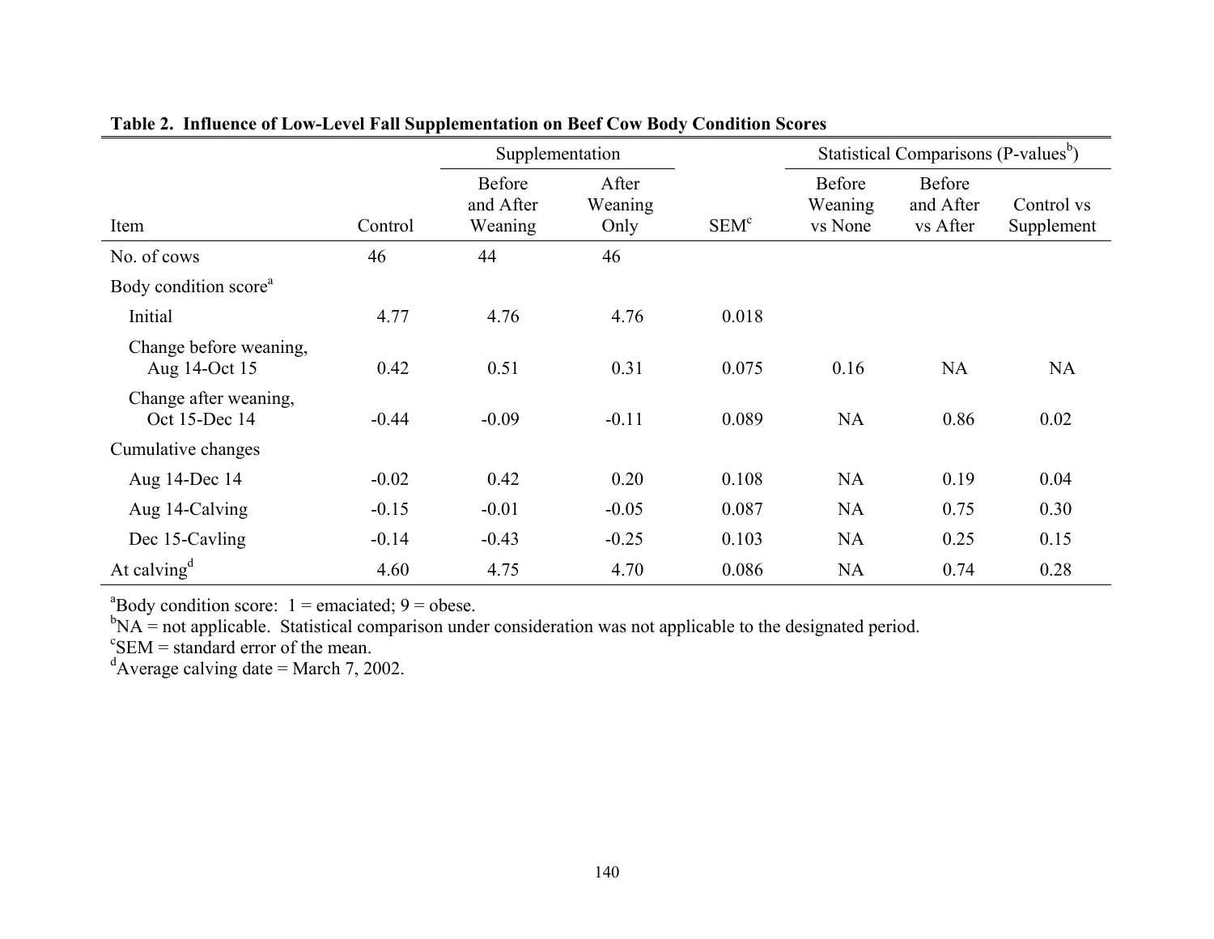**Table 2. Influence of Low-Level Fall Supplementation on Beef Cow Body Condition Scores**

| | | Supplementation | | | Statistical Comparisons (P-values[b]) | | |
|---|---|---|---|---|---|---|---|
| Item | Control | Before and After Weaning | After Weaning Only | SEM[c] | Before Weaning vs None | Before and After vs After | Control vs Supplement |
| No. of cows | 46 | 44 | 46 | | | | |
| Body condition score[a] | | | | | | | |
| Initial | 4.77 | 4.76 | 4.76 | 0.018 | | | |
| Change before weaning, Aug 14-Oct 15 | 0.42 | 0.51 | 0.31 | 0.075 | 0.16 | NA | NA |
| Change after weaning, Oct 15-Dec 14 | -0.44 | -0.09 | -0.11 | 0.089 | NA | 0.86 | 0.02 |
| Cumulative changes | | | | | | | |
| Aug 14-Dec 14 | -0.02 | 0.42 | 0.20 | 0.108 | NA | 0.19 | 0.04 |
| Aug 14-Calving | -0.15 | -0.01 | -0.05 | 0.087 | NA | 0.75 | 0.30 |
| Dec 15-Cavling | -0.14 | -0.43 | -0.25 | 0.103 | NA | 0.25 | 0.15 |
| At calving[d] | 4.60 | 4.75 | 4.70 | 0.086 | NA | 0.74 | 0.28 |

[a]Body condition score: 1 = emaciated; 9 = obese.
[b]NA = not applicable. Statistical comparison under consideration was not applicable to the designated period.
[c]SEM = standard error of the mean.
[d]Average calving date = March 7, 2002.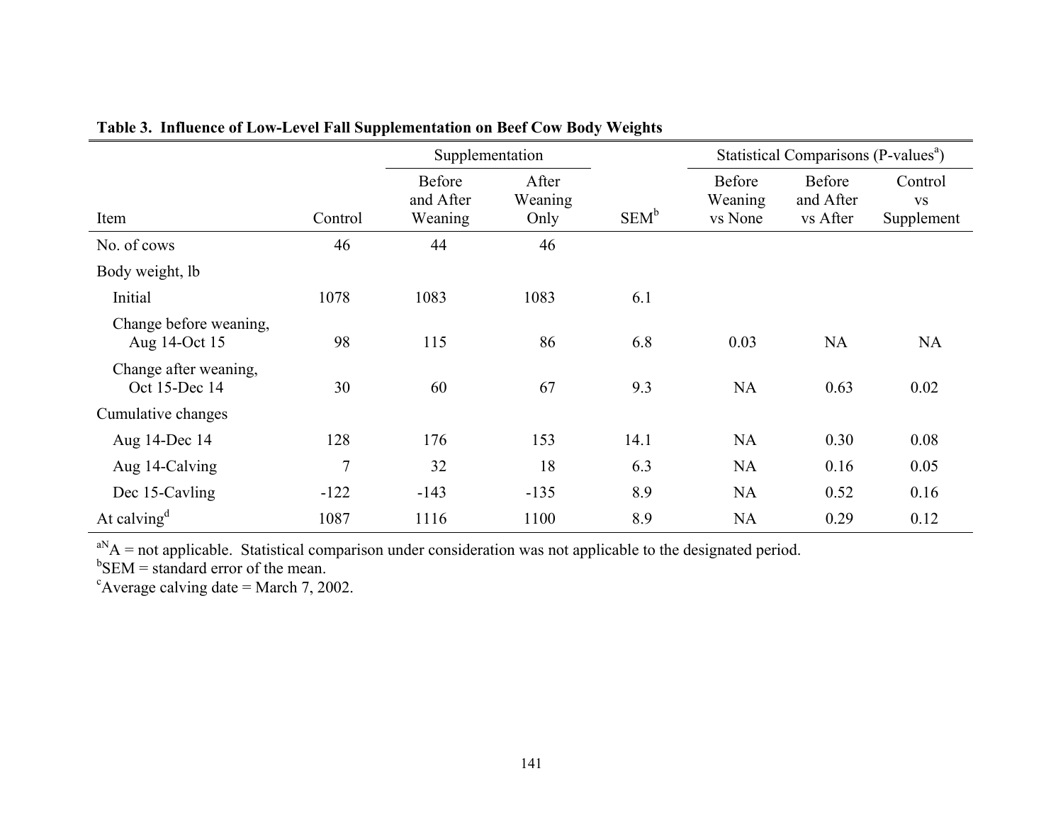**Table 3. Influence of Low-Level Fall Supplementation on Beef Cow Body Weights**

| | | Supplementation | | | Statistical Comparisons (P-values[a]) | | |
|---|---|---|---|---|---|---|---|
| Item | Control | Before and After Weaning | After Weaning Only | SEM[b] | Before Weaning vs None | Before and After vs After | Control vs Supplement |
| No. of cows | 46 | 44 | 46 | | | | |
| Body weight, lb | | | | | | | |
| Initial | 1078 | 1083 | 1083 | 6.1 | | | |
| Change before weaning, Aug 14-Oct 15 | 98 | 115 | 86 | 6.8 | 0.03 | NA | NA |
| Change after weaning, Oct 15-Dec 14 | 30 | 60 | 67 | 9.3 | NA | 0.63 | 0.02 |
| Cumulative changes | | | | | | | |
| Aug 14-Dec 14 | 128 | 176 | 153 | 14.1 | NA | 0.30 | 0.08 |
| Aug 14-Calving | 7 | 32 | 18 | 6.3 | NA | 0.16 | 0.05 |
| Dec 15-Cavling | -122 | -143 | -135 | 8.9 | NA | 0.52 | 0.16 |
| At calving[d] | 1087 | 1116 | 1100 | 8.9 | NA | 0.29 | 0.12 |

[aN]A = not applicable. Statistical comparison under consideration was not applicable to the designated period.
[b]SEM = standard error of the mean.
[c]Average calving date = March 7, 2002.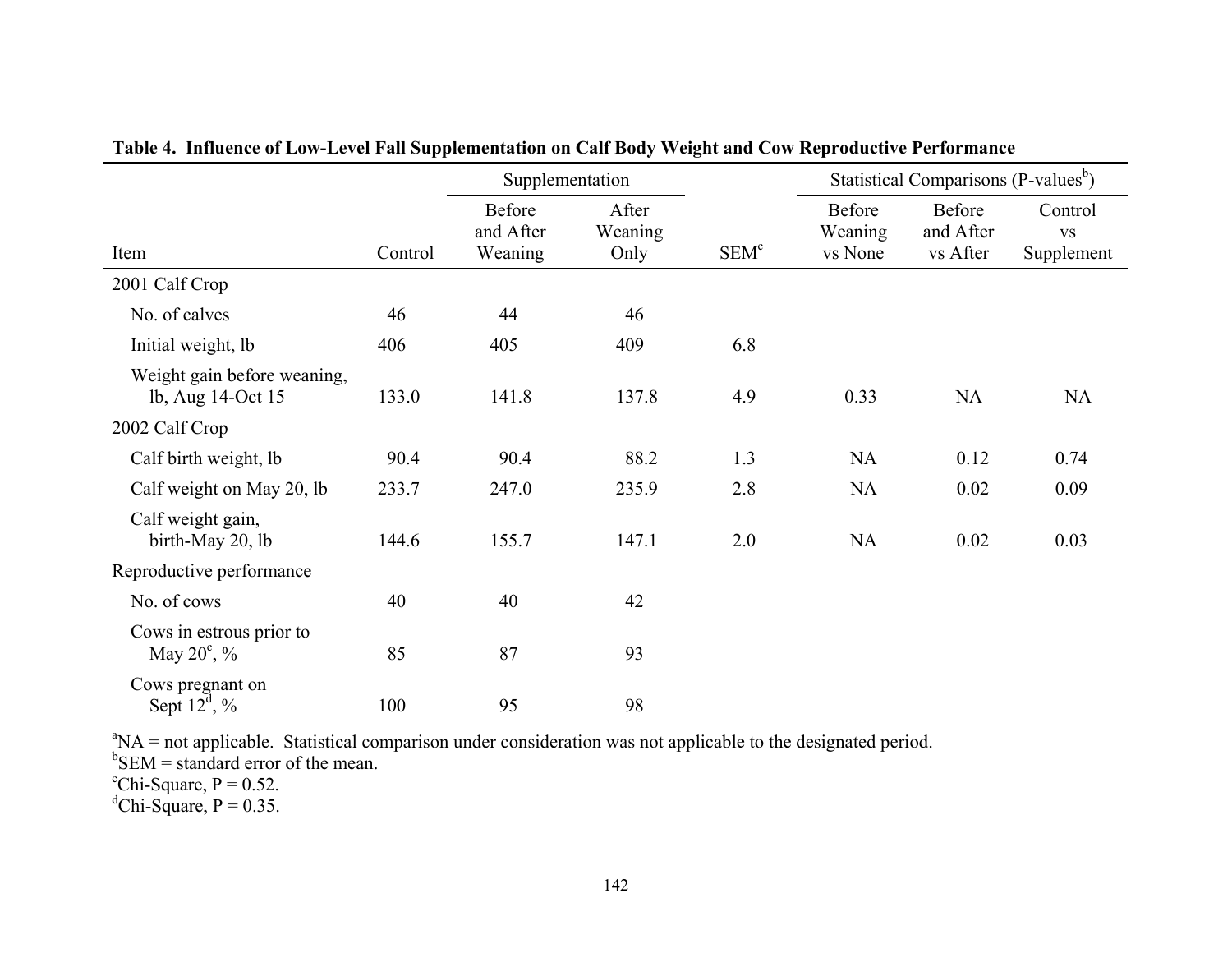**Table 4. Influence of Low-Level Fall Supplementation on Calf Body Weight and Cow Reproductive Performance**

| | | Supplementation | | | Statistical Comparisons (P-values[b]) | | |
|---|---|---|---|---|---|---|---|
| Item | Control | Before and After Weaning | After Weaning Only | SEM[c] | Before Weaning vs None | Before and After vs After | Control vs Supplement |
| 2001 Calf Crop | | | | | | | |
| No. of calves | 46 | 44 | 46 | | | | |
| Initial weight, lb | 406 | 405 | 409 | 6.8 | | | |
| Weight gain before weaning, lb, Aug 14-Oct 15 | 133.0 | 141.8 | 137.8 | 4.9 | 0.33 | NA | NA |
| 2002 Calf Crop | | | | | | | |
| Calf birth weight, lb | 90.4 | 90.4 | 88.2 | 1.3 | NA | 0.12 | 0.74 |
| Calf weight on May 20, lb | 233.7 | 247.0 | 235.9 | 2.8 | NA | 0.02 | 0.09 |
| Calf weight gain, birth-May 20, lb | 144.6 | 155.7 | 147.1 | 2.0 | NA | 0.02 | 0.03 |
| Reproductive performance | | | | | | | |
| No. of cows | 40 | 40 | 42 | | | | |
| Cows in estrous prior to May 20[c], % | 85 | 87 | 93 | | | | |
| Cows pregnant on Sept 12[d], % | 100 | 95 | 98 | | | | |

[a]NA = not applicable. Statistical comparison under consideration was not applicable to the designated period.
[b]SEM = standard error of the mean.
[c]Chi-Square, $P = 0.52$.
[d]Chi-Square, $P = 0.35$.